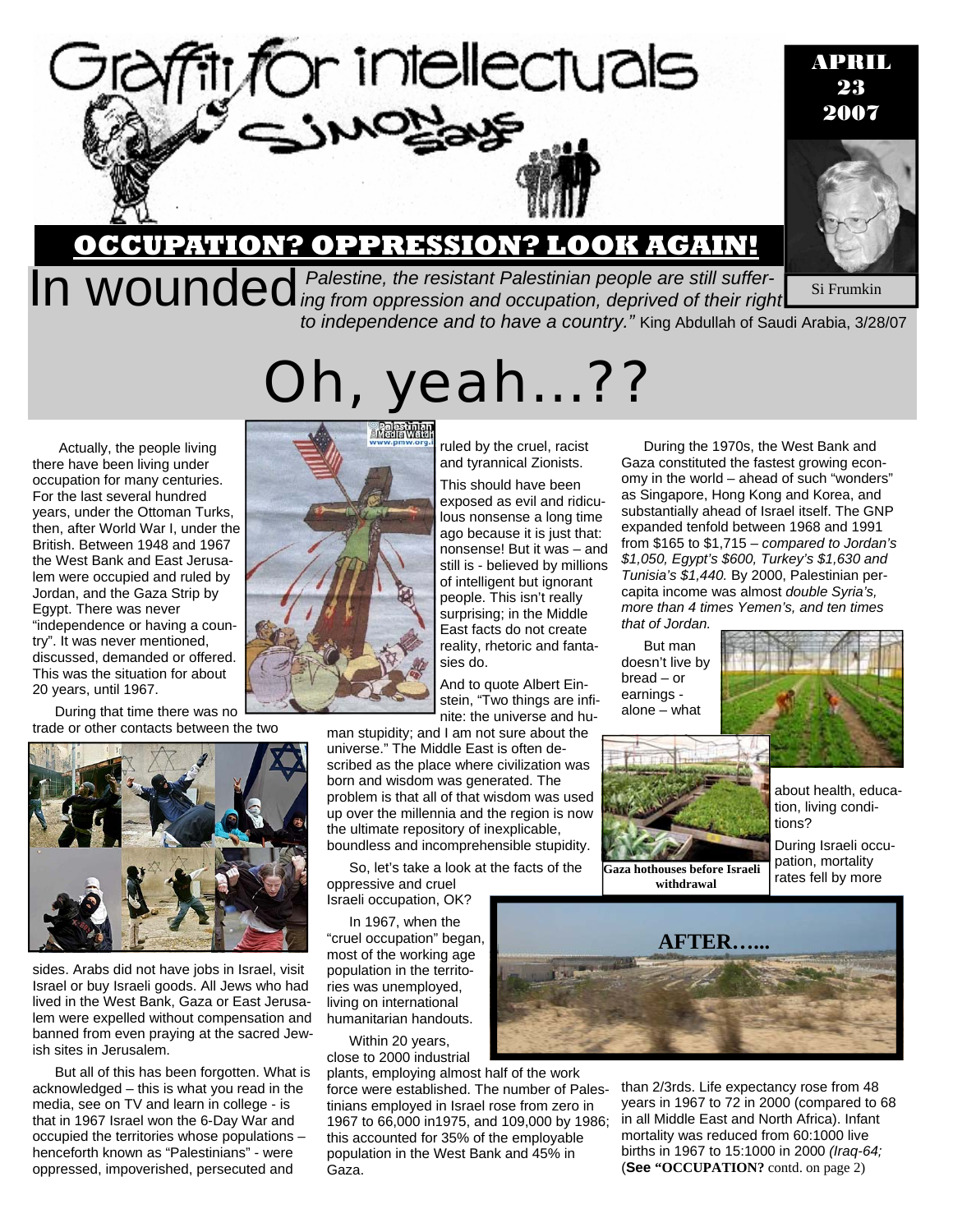# Graffiti for intellectuals

## Simon Says

**APRIL 23 2007**

Si Frumkin

## OCCUPATION? OPPRESSION? LOOK AGAIN!

In wounded *Palestine, the resistant Palestinian people are still suffering from oppression and occupation, deprived of their right to independence and to have a country."* King Abdullah of Saudi Arabia, 3/28/07

# Oh, yeah…??

Actually, the people living there have been living under occupation for many centuries. For the last several hundred years, under the Ottoman Turks, then, after World War I, under the British. Between 1948 and 1967 the West Bank and East Jerusalem were occupied and ruled by Jordan, and the Gaza Strip by Egypt. There was never "independence or having a country". It was never mentioned, discussed, demanded or offered. This was the situation for about 20 years, until 1967.

During that time there was no trade or other contacts between the two sides. Arabs did not have jobs in Israel, visit Israel or buy Israeli goods. All Jews who had lived in the West Bank, Gaza or East Jerusalem were expelled without compensation and banned from even praying at the sacred Jewish sites in Jerusalem.

But all of this has been forgotten. What is acknowledged – this is what you read in the media, see on TV and learn in college - is that in 1967 Israel won the 6-Day War and occupied the territories whose populations – henceforth known as "Palestinians" - were oppressed, impoverished, persecuted and ruled by the cruel, racist and tyrannical Zionists.

This should have been exposed as evil and ridiculous nonsense a long time ago because it is just that: nonsense! But it was – and still is - believed by millions of intelligent but ignorant people. This isn't really surprising; in the Middle East facts do not create reality, rhetoric and fantasies do.

And to quote Albert Einstein, "Two things are infinite: the universe and human stupidity; and I am not sure about the universe." The Middle East is often described as the place where civilization was born and wisdom was generated. The problem is that all of that wisdom was used up over the millennia and the region is now the ultimate repository of inexplicable, boundless and incomprehensible stupidity.

So, let's take a look at the facts of the oppressive and cruel Israeli occupation, OK?

In 1967, when the "cruel occupation" began, most of the working age population in the territories was unemployed, living on international humanitarian handouts.

Within 20 years, close to 2000 industrial plants, employing almost half of the work force were established. The number of Palestinians employed in Israel rose from zero in 1967 to 66,000 in1975, and 109,000 by 1986; this accounted for 35% of the employable population in the West Bank and 45% in Gaza.

During the 1970s, the West Bank and Gaza constituted the fastest growing economy in the world – ahead of such "wonders" as Singapore, Hong Kong and Korea, and substantially ahead of Israel itself. The GNP expanded tenfold between 1968 and 1991 from $165 to $1,715 – *compared to Jordan's $1,050, Egypt's $600, Turkey's $1,630 and Tunisia's $1,440.* By 2000, Palestinian per-capita income was almost *double Syria's, more than 4 times Yemen's, and ten times that of Jordan.*

But man doesn't live by bread – or earnings - alone – what about health, education, living conditions?

**Gaza hothouses before Israeli withdrawal**

**AFTER…...**

During Israeli occupation, mortality rates fell by more than 2/3rds. Life expectancy rose from 48 years in 1967 to 72 in 2000 (compared to 68 in all Middle East and North Africa). Infant mortality was reduced from 60:1000 live births in 1967 to 15:1000 in 2000 *(Iraq-64;*

(**See "OCCUPATION?** contd. on page 2)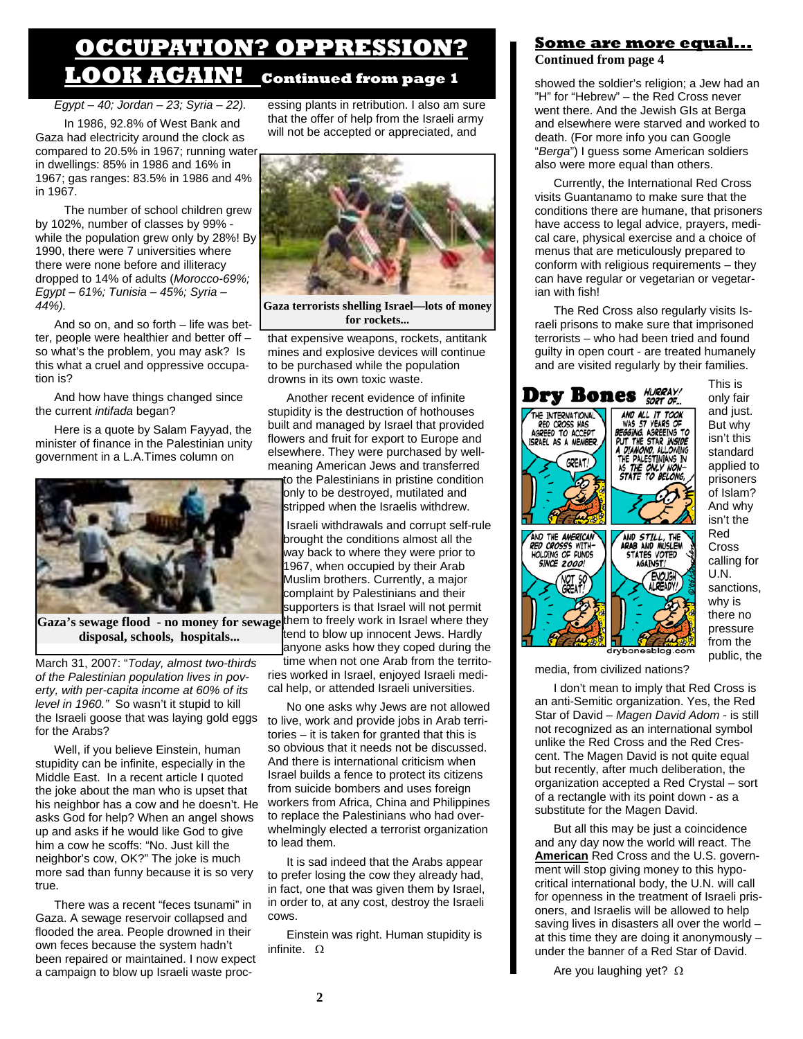# OCCUPATION? OPPRESSION? LOOK AGAIN! Continued from page 1

*Egypt – 40; Jordan – 23; Syria – 22).*

In 1986, 92.8% of West Bank and Gaza had electricity around the clock as compared to 20.5% in 1967; running water in dwellings: 85% in 1986 and 16% in 1967; gas ranges: 83.5% in 1986 and 4% in 1967.

The number of school children grew by 102%, number of classes by 99% - while the population grew only by 28%! By 1990, there were 7 universities where there were none before and illiteracy dropped to 14% of adults (*Morocco-69%; Egypt – 61%; Tunisia – 45%; Syria – 44%).*

And so on, and so forth – life was better, people were healthier and better off – so what's the problem, you may ask? Is this what a cruel and oppressive occupation is?

And how have things changed since the current *intifada* began?

Here is a quote by Salam Fayyad, the minister of finance in the Palestinian unity government in a L.A.Times column on March 31, 2007: "*Today, almost two-thirds of the Palestinian population lives in poverty, with per-capita income at 60% of its level in 1960."* So wasn't it stupid to kill the Israeli goose that was laying gold eggs for the Arabs?

**Gaza's sewage flood - no money for sewage disposal, schools, hospitals...**

Well, if you believe Einstein, human stupidity can be infinite, especially in the Middle East. In a recent article I quoted the joke about the man who is upset that his neighbor has a cow and he doesn't. He asks God for help? When an angel shows up and asks if he would like God to give him a cow he scoffs: "No. Just kill the neighbor's cow, OK?" The joke is much more sad than funny because it is so very true.

There was a recent "feces tsunami" in Gaza. A sewage reservoir collapsed and flooded the area. People drowned in their own feces because the system hadn't been repaired or maintained. I now expect a campaign to blow up Israeli waste processing plants in retribution. I also am sure that the offer of help from the Israeli army will not be accepted or appreciated, and that expensive weapons, rockets, antitank mines and explosive devices will continue to be purchased while the population drowns in its own toxic waste.

**Gaza terrorists shelling Israel—lots of money for rockets...**

Another recent evidence of infinite stupidity is the destruction of hothouses built and managed by Israel that provided flowers and fruit for export to Europe and elsewhere. They were purchased by well-meaning American Jews and transferred to the Palestinians in pristine condition only to be destroyed, mutilated and stripped when the Israelis withdrew.

Israeli withdrawals and corrupt self-rule brought the conditions almost all the way back to where they were prior to 1967, when occupied by their Arab Muslim brothers. Currently, a major complaint by Palestinians and their supporters is that Israel will not permit them to freely work in Israel where they tend to blow up innocent Jews. Hardly anyone asks how they coped during the time when not one Arab from the territories worked in Israel, enjoyed Israeli medical help, or attended Israeli universities.

No one asks why Jews are not allowed to live, work and provide jobs in Arab territories – it is taken for granted that this is so obvious that it needs not be discussed. And there is international criticism when Israel builds a fence to protect its citizens from suicide bombers and uses foreign workers from Africa, China and Philippines to replace the Palestinians who had overwhelmingly elected a terrorist organization to lead them.

It is sad indeed that the Arabs appear to prefer losing the cow they already had, in fact, one that was given them by Israel, in order to, at any cost, destroy the Israeli cows.

Einstein was right. Human stupidity is infinite. Ω

## Some are more equal...

**Continued from page 4**

showed the soldier's religion; a Jew had an "H" for "Hebrew" – the Red Cross never went there. And the Jewish GIs at Berga and elsewhere were starved and worked to death. (For more info you can Google "*Berga*") I guess some American soldiers also were more equal than others.

Currently, the International Red Cross visits Guantanamo to make sure that the conditions there are humane, that prisoners have access to legal advice, prayers, medical care, physical exercise and a choice of menus that are meticulously prepared to conform with religious requirements – they can have regular or vegetarian or vegetarian with fish!

The Red Cross also regularly visits Israeli prisons to make sure that imprisoned terrorists – who had been tried and found guilty in open court - are treated humanely and are visited regularly by their families.

This is only fair and just. But why isn't this standard applied to prisoners of Islam? And why isn't the Red Cross calling for U.N. sanctions, why is there no pressure from the public, the media, from civilized nations?

I don't mean to imply that Red Cross is an anti-Semitic organization. Yes, the Red Star of David – *Magen David Adom* - is still not recognized as an international symbol unlike the Red Cross and the Red Crescent. The Magen David is not quite equal but recently, after much deliberation, the organization accepted a Red Crystal – sort of a rectangle with its point down - as a substitute for the Magen David.

But all this may be just a coincidence and any day now the world will react. The **American** Red Cross and the U.S. government will stop giving money to this hypocritical international body, the U.N. will call for openness in the treatment of Israeli prisoners, and Israelis will be allowed to help saving lives in disasters all over the world – at this time they are doing it anonymously – under the banner of a Red Star of David.

Are you laughing yet? Ω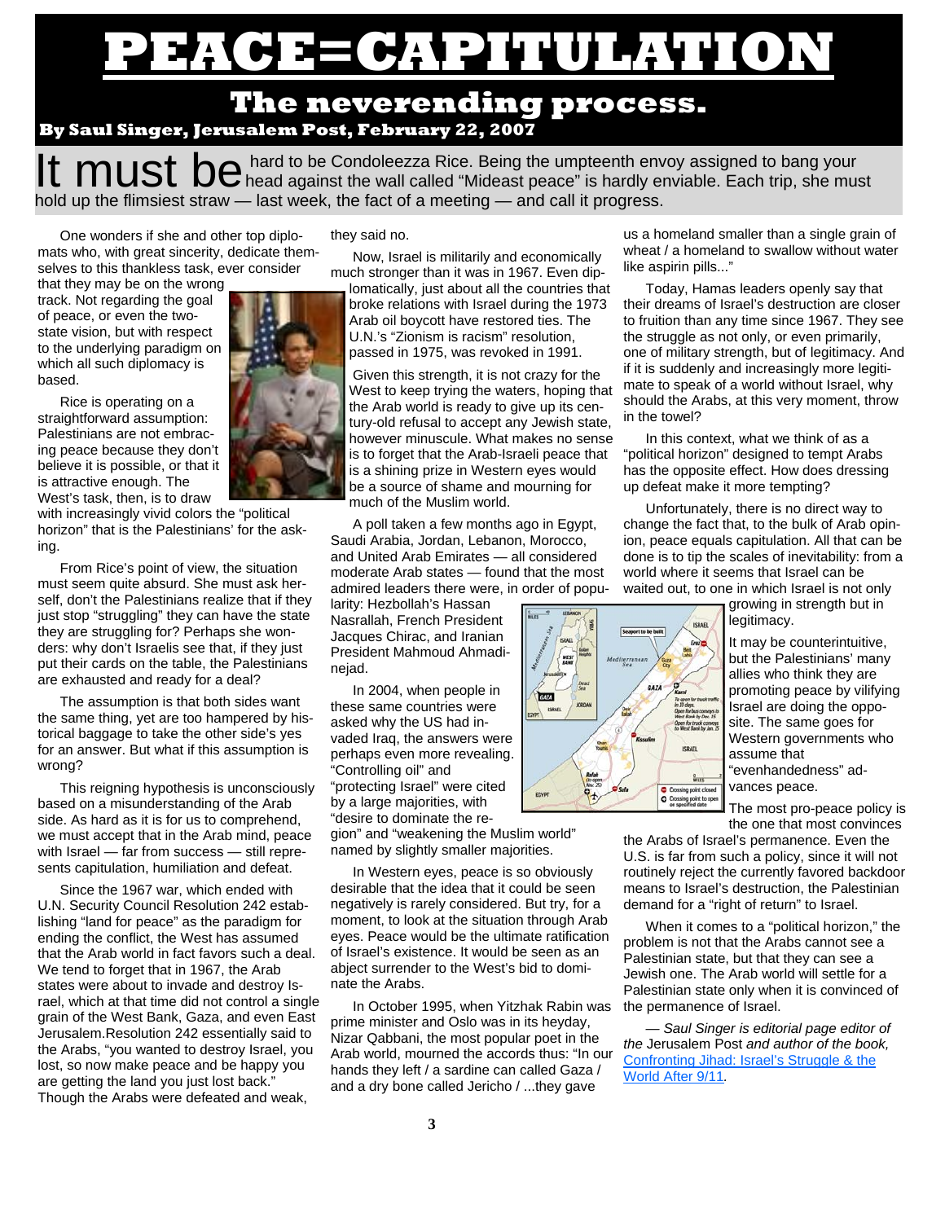# PEACE=CAPITULATION

## The neverending process.

**By Saul Singer, Jerusalem Post, February 22, 2007**

It must be hard to be Condoleezza Rice. Being the umpteenth envoy assigned to bang your head against the wall called "Mideast peace" is hardly enviable. Each trip, she must hold up the flimsiest straw — last week, the fact of a meeting — and call it progress.

One wonders if she and other top diplomats who, with great sincerity, dedicate themselves to this thankless task, ever consider that they may be on the wrong track. Not regarding the goal of peace, or even the two-state vision, but with respect to the underlying paradigm on which all such diplomacy is based.

Rice is operating on a straightforward assumption: Palestinians are not embracing peace because they don't believe it is possible, or that it is attractive enough. The West's task, then, is to draw with increasingly vivid colors the "political horizon" that is the Palestinians' for the asking.

From Rice's point of view, the situation must seem quite absurd. She must ask herself, don't the Palestinians realize that if they just stop "struggling" they can have the state they are struggling for? Perhaps she wonders: why don't Israelis see that, if they just put their cards on the table, the Palestinians are exhausted and ready for a deal?

The assumption is that both sides want the same thing, yet are too hampered by historical baggage to take the other side's yes for an answer. But what if this assumption is wrong?

This reigning hypothesis is unconsciously based on a misunderstanding of the Arab side. As hard as it is for us to comprehend, we must accept that in the Arab mind, peace with Israel — far from success — still represents capitulation, humiliation and defeat.

Since the 1967 war, which ended with U.N. Security Council Resolution 242 establishing "land for peace" as the paradigm for ending the conflict, the West has assumed that the Arab world in fact favors such a deal. We tend to forget that in 1967, the Arab states were about to invade and destroy Israel, which at that time did not control a single grain of the West Bank, Gaza, and even East Jerusalem.Resolution 242 essentially said to the Arabs, "you wanted to destroy Israel, you lost, so now make peace and be happy you are getting the land you just lost back." Though the Arabs were defeated and weak, they said no.

Now, Israel is militarily and economically much stronger than it was in 1967. Even diplomatically, just about all the countries that broke relations with Israel during the 1973 Arab oil boycott have restored ties. The U.N.'s "Zionism is racism" resolution, passed in 1975, was revoked in 1991.

Given this strength, it is not crazy for the West to keep trying the waters, hoping that the Arab world is ready to give up its century-old refusal to accept any Jewish state, however minuscule. What makes no sense is to forget that the Arab-Israeli peace that is a shining prize in Western eyes would be a source of shame and mourning for much of the Muslim world.

A poll taken a few months ago in Egypt, Saudi Arabia, Jordan, Lebanon, Morocco, and United Arab Emirates — all considered moderate Arab states — found that the most admired leaders there were, in order of popularity: Hezbollah's Hassan Nasrallah, French President Jacques Chirac, and Iranian President Mahmoud Ahmadinejad.

In 2004, when people in these same countries were asked why the US had invaded Iraq, the answers were perhaps even more revealing. "Controlling oil" and "protecting Israel" were cited by a large majorities, with "desire to dominate the region" and "weakening the Muslim world" named by slightly smaller majorities.

In Western eyes, peace is so obviously desirable that the idea that it could be seen negatively is rarely considered. But try, for a moment, to look at the situation through Arab eyes. Peace would be the ultimate ratification of Israel's existence. It would be seen as an abject surrender to the West's bid to dominate the Arabs.

In October 1995, when Yitzhak Rabin was prime minister and Oslo was in its heyday, Nizar Qabbani, the most popular poet in the Arab world, mourned the accords thus: "In our hands they left / a sardine can called Gaza / and a dry bone called Jericho / ...they gave us a homeland smaller than a single grain of wheat / a homeland to swallow without water like aspirin pills..."

Today, Hamas leaders openly say that their dreams of Israel's destruction are closer to fruition than any time since 1967. They see the struggle as not only, or even primarily, one of military strength, but of legitimacy. And if it is suddenly and increasingly more legitimate to speak of a world without Israel, why should the Arabs, at this very moment, throw in the towel?

In this context, what we think of as a "political horizon" designed to tempt Arabs has the opposite effect. How does dressing up defeat make it more tempting?

Unfortunately, there is no direct way to change the fact that, to the bulk of Arab opinion, peace equals capitulation. All that can be done is to tip the scales of inevitability: from a world where it seems that Israel can be waited out, to one in which Israel is not only growing in strength but in legitimacy.

It may be counterintuitive, but the Palestinians' many allies who think they are promoting peace by vilifying Israel are doing the opposite. The same goes for Western governments who assume that "evenhandedness" advances peace.

The most pro-peace policy is the one that most convinces the Arabs of Israel's permanence. Even the U.S. is far from such a policy, since it will not routinely reject the currently favored backdoor means to Israel's destruction, the Palestinian demand for a "right of return" to Israel.

When it comes to a "political horizon," the problem is not that the Arabs cannot see a Palestinian state, but that they can see a Jewish one. The Arab world will settle for a Palestinian state only when it is convinced of the permanence of Israel.

*— Saul Singer is editorial page editor of the* Jerusalem Post *and author of the book,* [Confronting Jihad: Israel's Struggle & the World After 9/11](Confronting Jihad: Israel's Struggle & the World After 9/11)*.*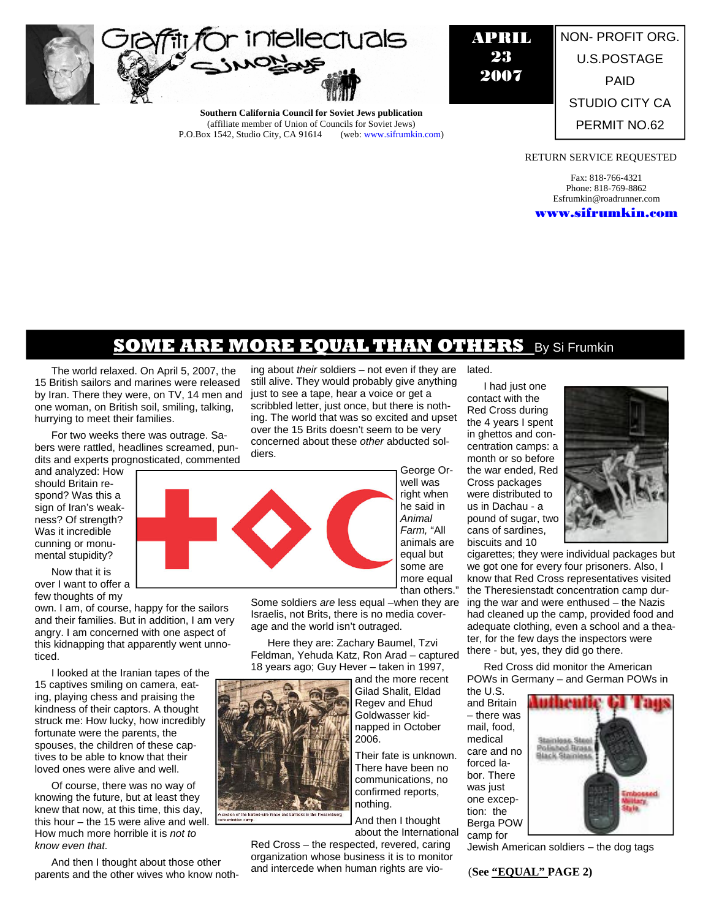# Graffiti for intellectuals

Simon Says

**Southern California Council for Soviet Jews publication**
(affiliate member of Union of Councils for Soviet Jews)
P.O.Box 1542, Studio City, CA 91614 (web: www.sifrumkin.com)

**APRIL 23 2007**

NON- PROFIT ORG.
U.S.POSTAGE
PAID
STUDIO CITY CA
PERMIT NO.62

RETURN SERVICE REQUESTED

Fax: 818-766-4321
Phone: 818-769-8862
Esfrumkin@roadrunner.com
**www.sifrumkin.com**

## SOME ARE MORE EQUAL THAN OTHERS By Si Frumkin

The world relaxed. On April 5, 2007, the 15 British sailors and marines were released by Iran. There they were, on TV, 14 men and one woman, on British soil, smiling, talking, hurrying to meet their families.

For two weeks there was outrage. Sabers were rattled, headlines screamed, pundits and experts prognosticated, commented and analyzed: How should Britain respond? Was this a sign of Iran's weakness? Of strength? Was it incredible cunning or monumental stupidity?

Now that it is over I want to offer a few thoughts of my own. I am, of course, happy for the sailors and their families. But in addition, I am very angry. I am concerned with one aspect of this kidnapping that apparently went unnoticed.

I looked at the Iranian tapes of the 15 captives smiling on camera, eating, playing chess and praising the kindness of their captors. A thought struck me: How lucky, how incredibly fortunate were the parents, the spouses, the children of these captives to be able to know that their loved ones were alive and well.

Of course, there was no way of knowing the future, but at least they knew that now, at this time, this day, this hour – the 15 were alive and well. How much more horrible it is *not to know even that.*

And then I thought about those other parents and the other wives who know nothing about *their* soldiers – not even if they are still alive. They would probably give anything just to see a tape, hear a voice or get a scribbled letter, just once, but there is nothing. The world that was so excited and upset over the 15 Brits doesn't seem to be very concerned about these *other* abducted soldiers.

George Orwell was right when he said in *Animal Farm,* "All animals are equal but some are more equal than others." Some soldiers *are* less equal –when they are Israelis, not Brits, there is no media coverage and the world isn't outraged.

Here they are: Zachary Baumel, Tzvi Feldman, Yehuda Katz, Ron Arad – captured 18 years ago; Guy Hever – taken in 1997, and the more recent Gilad Shalit, Eldad Regev and Ehud Goldwasser kidnapped in October 2006.

A section of the barbed-wire fence and barracks in the Flossenburg concentration camp

Their fate is unknown. There have been no communications, no confirmed reports, nothing.

And then I thought about the International Red Cross – the respected, revered, caring organization whose business it is to monitor and intercede when human rights are violated.

I had just one contact with the Red Cross during the 4 years I spent in ghettos and concentration camps: a month or so before the war ended, Red Cross packages were distributed to us in Dachau - a pound of sugar, two cans of sardines, biscuits and 10 cigarettes; they were individual packages but we got one for every four prisoners. Also, I know that Red Cross representatives visited the Theresienstadt concentration camp during the war and were enthused – the Nazis had cleaned up the camp, provided food and adequate clothing, even a school and a theater, for the few days the inspectors were there - but, yes, they did go there.

Red Cross did monitor the American POWs in Germany – and German POWs in the U.S. and Britain – there was mail, food, medical care and no forced labor. There was just one exception: the Berga POW camp for Jewish American soldiers – the dog tags

Authentic GI Tags
Stainless Steel
Polished Brass
Black Stainless
Embossed Military Style

**(See "EQUAL" PAGE 2)**